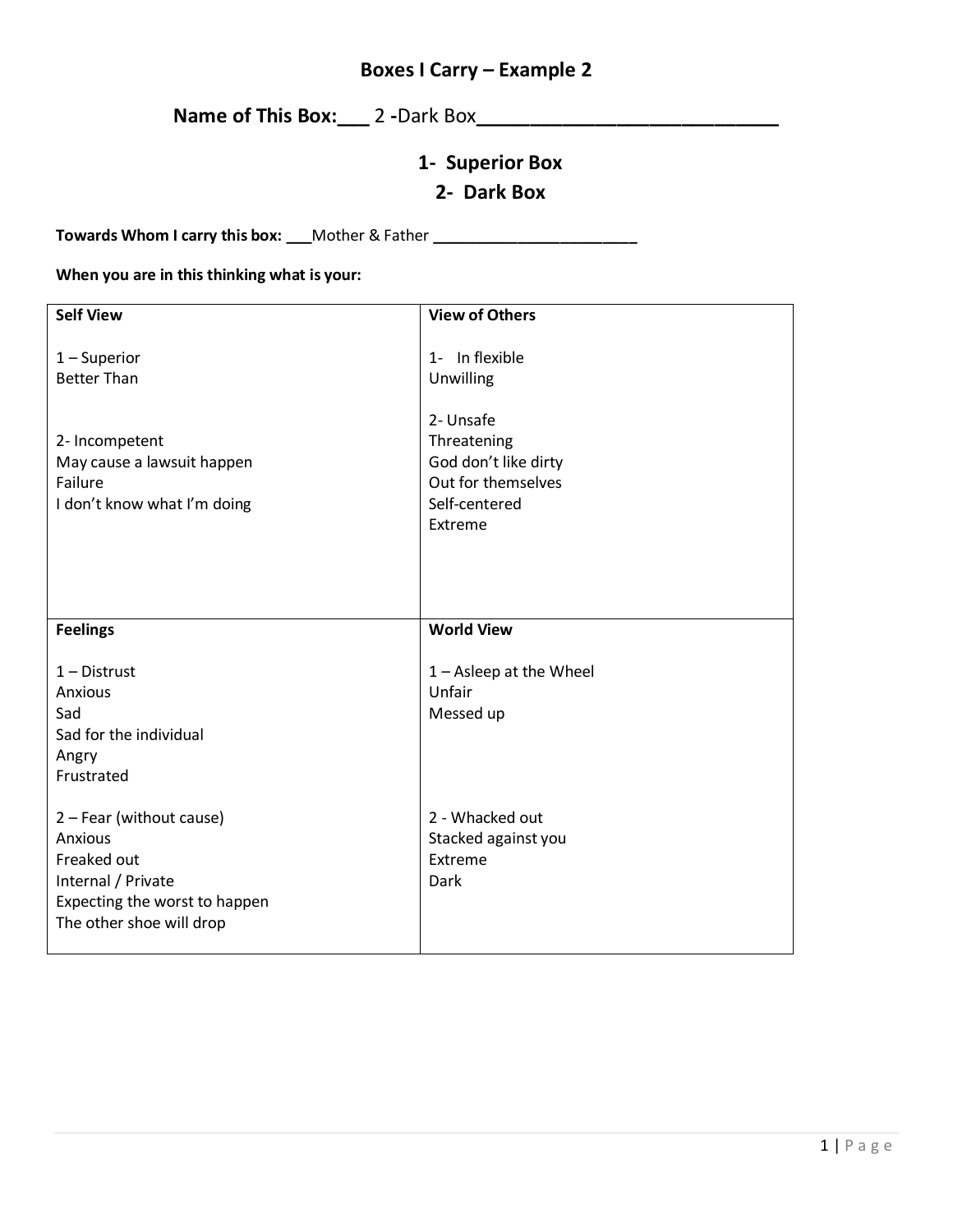# Boxes I Carry – Example 2

## Name of This Box:___ 2 -Dark Box___________________________

### 1- Superior Box
### 2- Dark Box

**Towards Whom I carry this box: ___**Mother & Father **______________________**

**When you are in this thinking what is your:**

| **Self View** | **View of Others** |
|---|---|
| 1 – Superior<br>Better Than<br><br><br>2- Incompetent<br>May cause a lawsuit happen<br>Failure<br>I don't know what I'm doing | 1- In flexible<br>Unwilling<br><br>2- Unsafe<br>Threatening<br>God don't like dirty<br>Out for themselves<br>Self-centered<br>Extreme |
| **Feelings** | **World View** |
| 1 – Distrust<br>Anxious<br>Sad<br>Sad for the individual<br>Angry<br>Frustrated<br><br>2 – Fear (without cause)<br>Anxious<br>Freaked out<br>Internal / Private<br>Expecting the worst to happen<br>The other shoe will drop | 1 – Asleep at the Wheel<br>Unfair<br>Messed up<br><br><br><br><br>2 - Whacked out<br>Stacked against you<br>Extreme<br>Dark |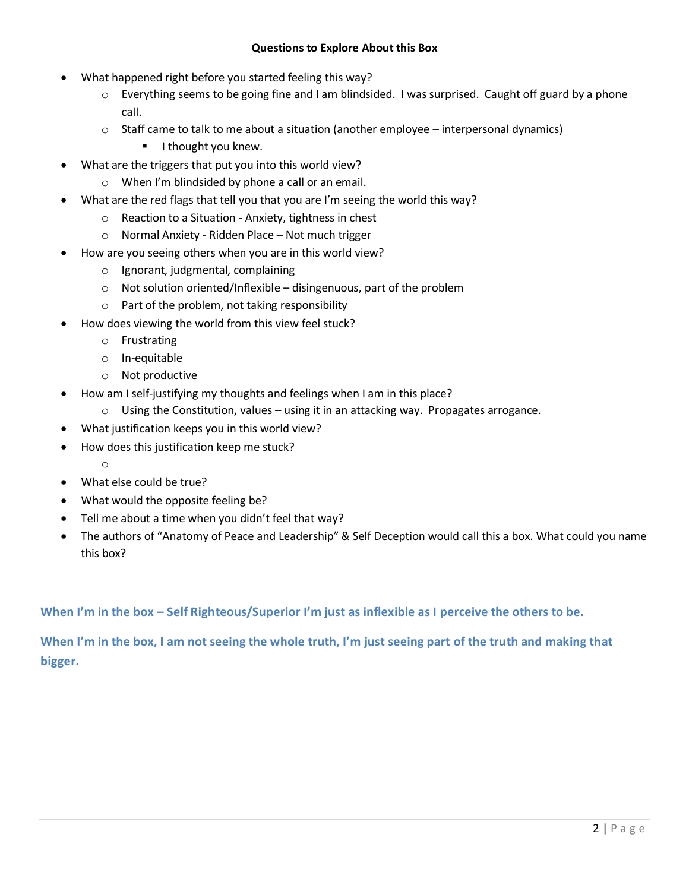**Questions to Explore About this Box**

- What happened right before you started feeling this way?
  - Everything seems to be going fine and I am blindsided. I was surprised. Caught off guard by a phone call.
  - Staff came to talk to me about a situation (another employee – interpersonal dynamics)
    - I thought you knew.
- What are the triggers that put you into this world view?
  - When I'm blindsided by phone a call or an email.
- What are the red flags that tell you that you are I'm seeing the world this way?
  - Reaction to a Situation - Anxiety, tightness in chest
  - Normal Anxiety - Ridden Place – Not much trigger
- How are you seeing others when you are in this world view?
  - Ignorant, judgmental, complaining
  - Not solution oriented/Inflexible – disingenuous, part of the problem
  - Part of the problem, not taking responsibility
- How does viewing the world from this view feel stuck?
  - Frustrating
  - In-equitable
  - Not productive
- How am I self-justifying my thoughts and feelings when I am in this place?
  - Using the Constitution, values – using it in an attacking way. Propagates arrogance.
- What justification keeps you in this world view?
- How does this justification keep me stuck?
  - 
- What else could be true?
- What would the opposite feeling be?
- Tell me about a time when you didn't feel that way?
- The authors of "Anatomy of Peace and Leadership" & Self Deception would call this a box. What could you name this box?

**When I'm in the box – Self Righteous/Superior I'm just as inflexible as I perceive the others to be.**

**When I'm in the box, I am not seeing the whole truth, I'm just seeing part of the truth and making that bigger.**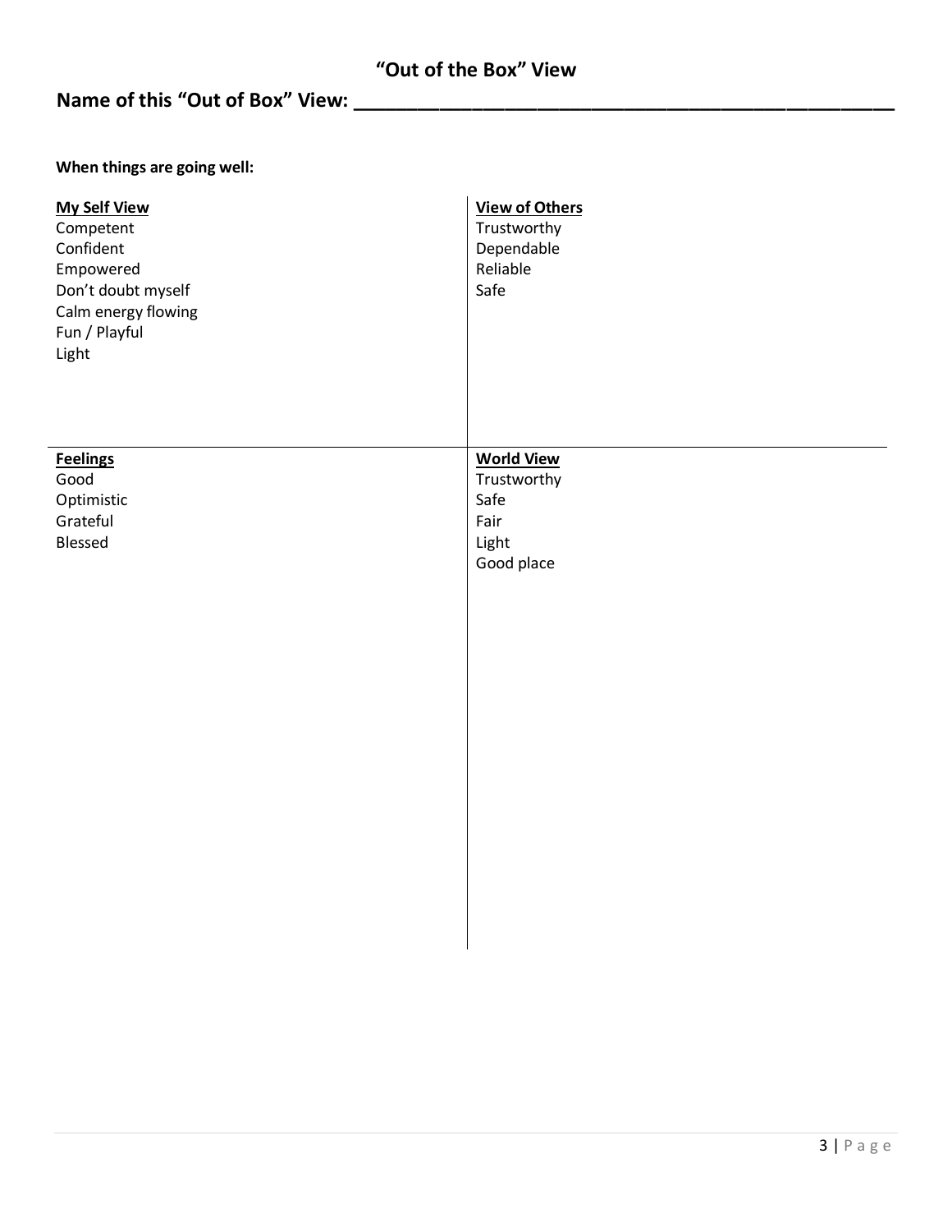# "Out of the Box" View

## Name of this "Out of Box" View: ______________________________________________

**When things are going well:**

| | |
|---|---|
| **<u>My Self View</u>**<br>Competent<br>Confident<br>Empowered<br>Don't doubt myself<br>Calm energy flowing<br>Fun / Playful<br>Light | **<u>View of Others</u>**<br>Trustworthy<br>Dependable<br>Reliable<br>Safe |
| **<u>Feelings</u>**<br>Good<br>Optimistic<br>Grateful<br>Blessed | **<u>World View</u>**<br>Trustworthy<br>Safe<br>Fair<br>Light<br>Good place |